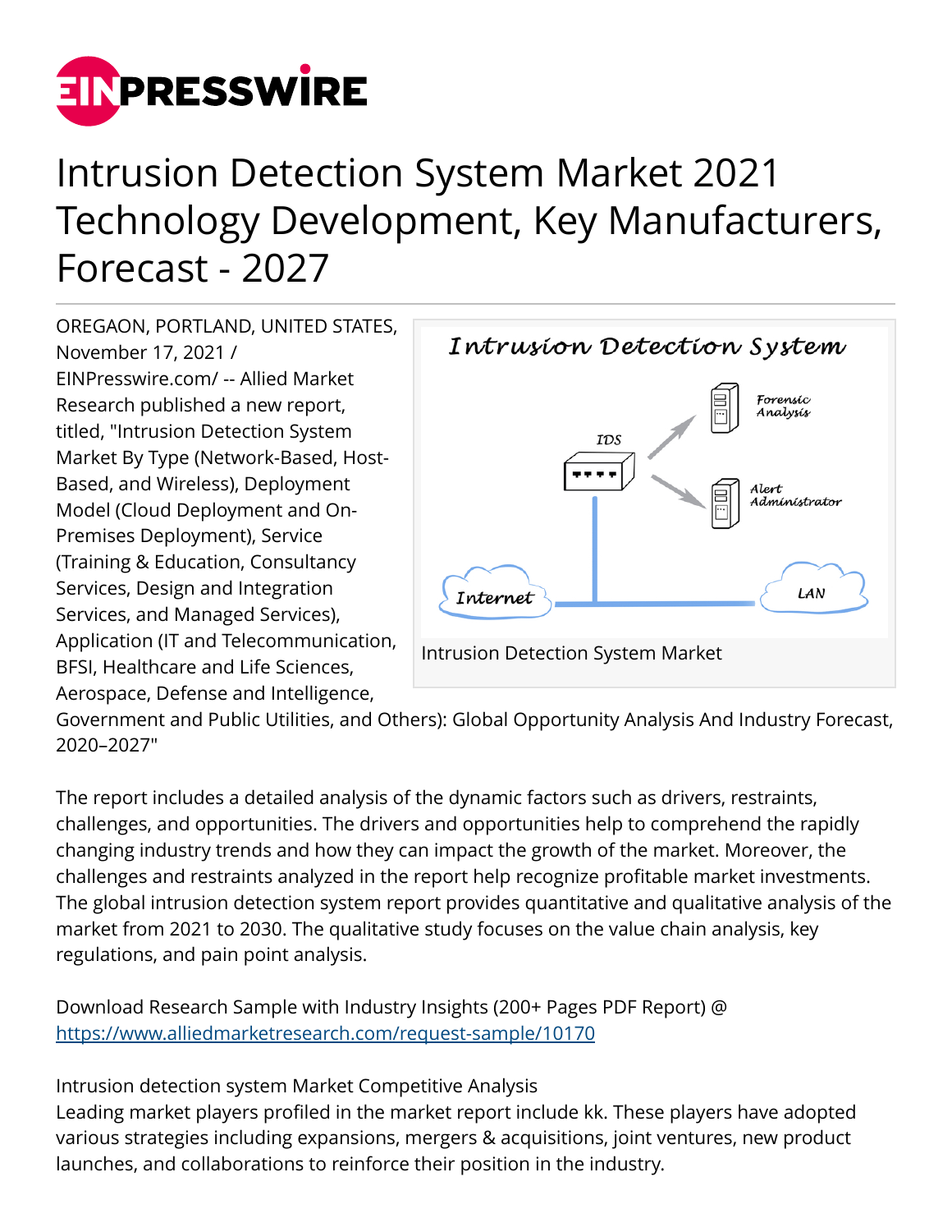# Intrusion Detection System Market 2021 Technology Development, Key Manufacturers, Forecast - 2027

OREGAON, PORTLAND, UNITED STATES, November 17, 2021 / EINPresswire.com/ -- Allied Market Research published a new report, titled, "Intrusion Detection System Market By Type (Network-Based, Host-Based, and Wireless), Deployment Model (Cloud Deployment and On-Premises Deployment), Service (Training & Education, Consultancy Services, Design and Integration Services, and Managed Services), Application (IT and Telecommunication, BFSI, Healthcare and Life Sciences, Aerospace, Defense and Intelligence, Government and Public Utilities, and Others): Global Opportunity Analysis And Industry Forecast, 2020–2027"

Intrusion Detection System

IDS

Forensic Analysis

Alert Administrator

Internet

LAN

Intrusion Detection System Market

The report includes a detailed analysis of the dynamic factors such as drivers, restraints, challenges, and opportunities. The drivers and opportunities help to comprehend the rapidly changing industry trends and how they can impact the growth of the market. Moreover, the challenges and restraints analyzed in the report help recognize profitable market investments. The global intrusion detection system report provides quantitative and qualitative analysis of the market from 2021 to 2030. The qualitative study focuses on the value chain analysis, key regulations, and pain point analysis.

Download Research Sample with Industry Insights (200+ Pages PDF Report) @ https://www.alliedmarketresearch.com/request-sample/10170

Intrusion detection system Market Competitive Analysis
Leading market players profiled in the market report include kk. These players have adopted various strategies including expansions, mergers & acquisitions, joint ventures, new product launches, and collaborations to reinforce their position in the industry.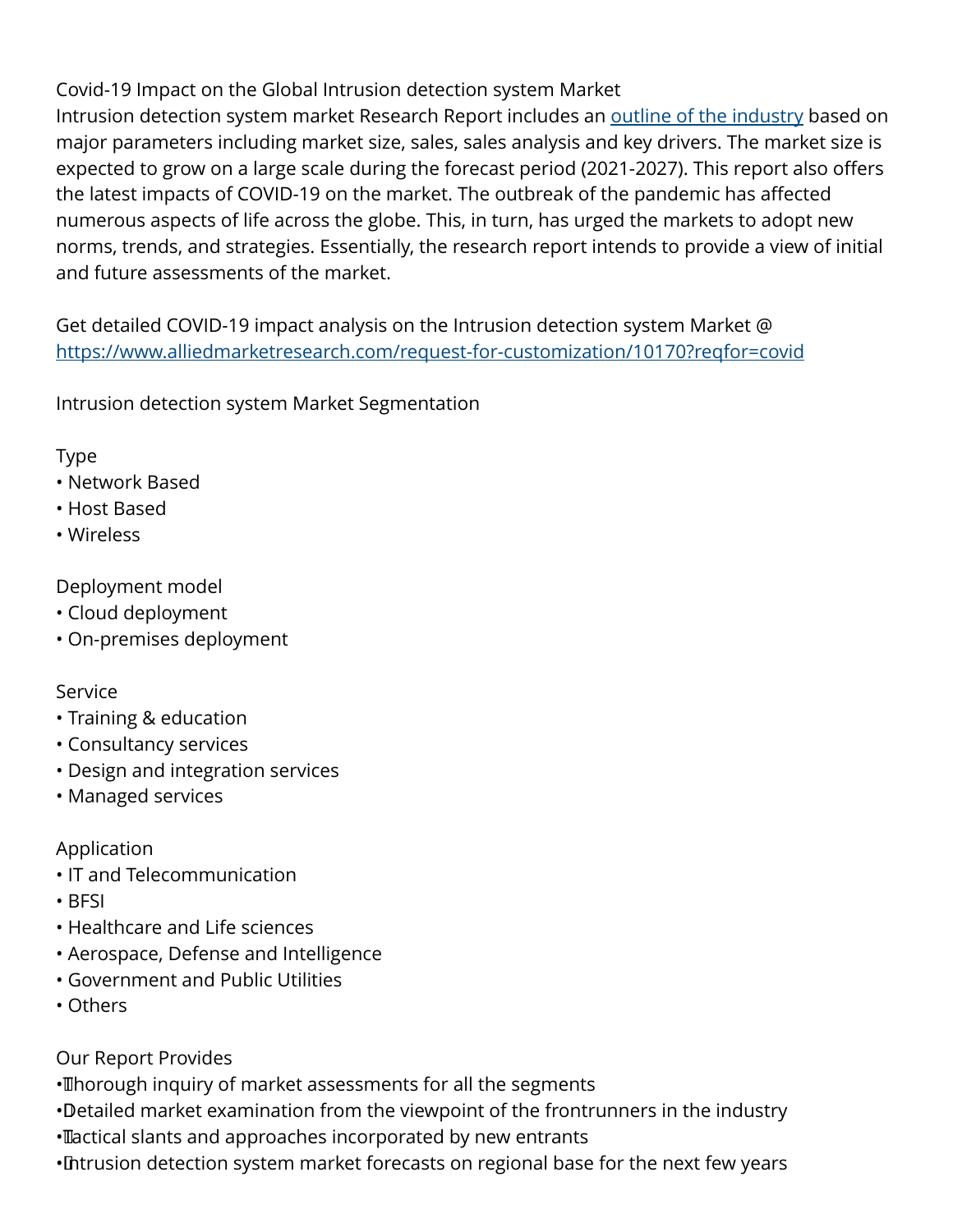Covid-19 Impact on the Global Intrusion detection system Market
Intrusion detection system market Research Report includes an [outline of the industry] based on major parameters including market size, sales, sales analysis and key drivers. The market size is expected to grow on a large scale during the forecast period (2021-2027). This report also offers the latest impacts of COVID-19 on the market. The outbreak of the pandemic has affected numerous aspects of life across the globe. This, in turn, has urged the markets to adopt new norms, trends, and strategies. Essentially, the research report intends to provide a view of initial and future assessments of the market.

Get detailed COVID-19 impact analysis on the Intrusion detection system Market @ https://www.alliedmarketresearch.com/request-for-customization/10170?reqfor=covid

Intrusion detection system Market Segmentation

Type
- Network Based
- Host Based
- Wireless

Deployment model
- Cloud deployment
- On-premises deployment

Service
- Training & education
- Consultancy services
- Design and integration services
- Managed services

Application
- IT and Telecommunication
- BFSI
- Healthcare and Life sciences
- Aerospace, Defense and Intelligence
- Government and Public Utilities
- Others

Our Report Provides
- Thorough inquiry of market assessments for all the segments
- Detailed market examination from the viewpoint of the frontrunners in the industry
- Tactical slants and approaches incorporated by new entrants
- Intrusion detection system market forecasts on regional base for the next few years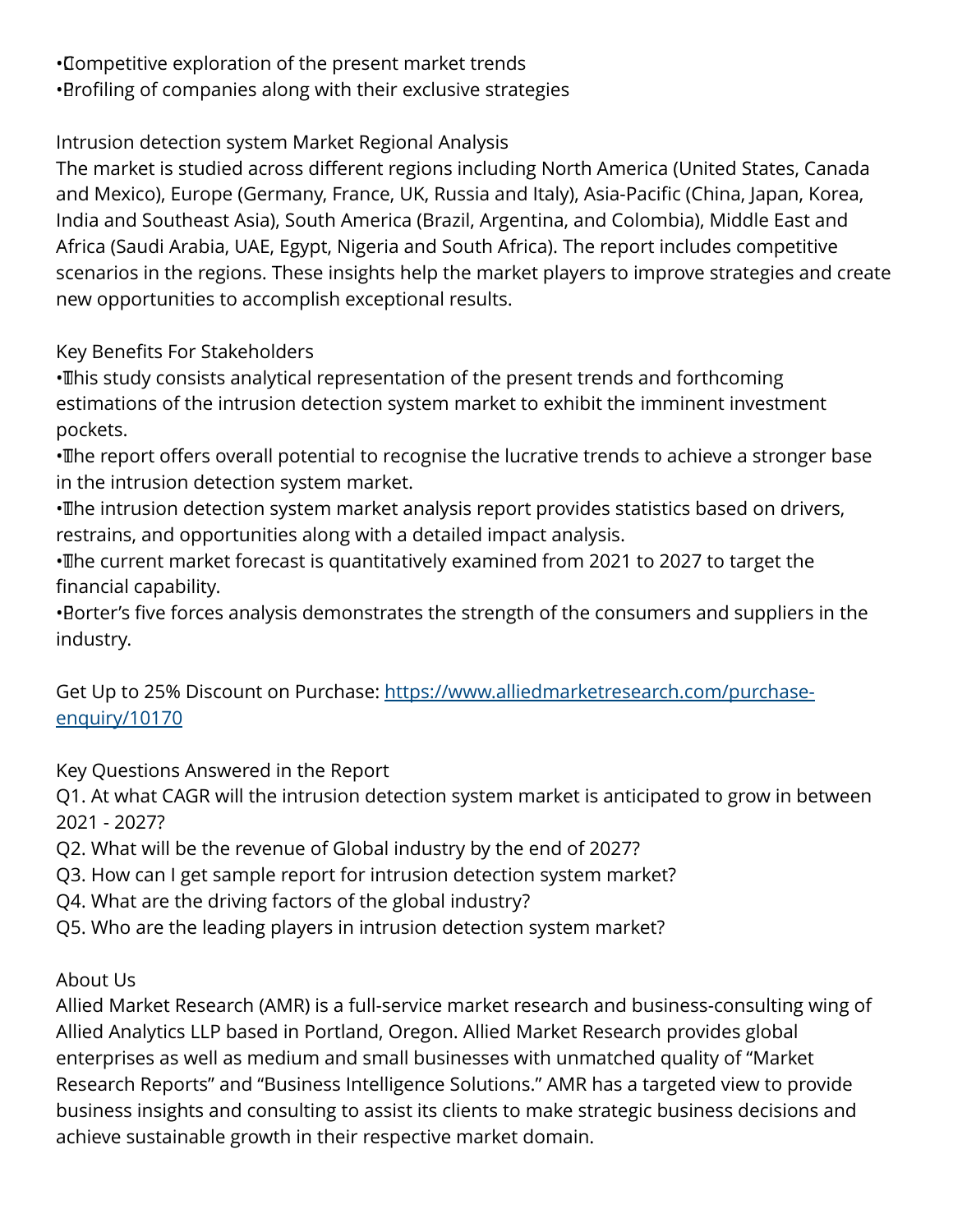- Competitive exploration of the present market trends
- Profiling of companies along with their exclusive strategies

Intrusion detection system Market Regional Analysis

The market is studied across different regions including North America (United States, Canada and Mexico), Europe (Germany, France, UK, Russia and Italy), Asia-Pacific (China, Japan, Korea, India and Southeast Asia), South America (Brazil, Argentina, and Colombia), Middle East and Africa (Saudi Arabia, UAE, Egypt, Nigeria and South Africa). The report includes competitive scenarios in the regions. These insights help the market players to improve strategies and create new opportunities to accomplish exceptional results.

Key Benefits For Stakeholders

- This study consists analytical representation of the present trends and forthcoming estimations of the intrusion detection system market to exhibit the imminent investment pockets.
- The report offers overall potential to recognise the lucrative trends to achieve a stronger base in the intrusion detection system market.
- The intrusion detection system market analysis report provides statistics based on drivers, restrains, and opportunities along with a detailed impact analysis.
- The current market forecast is quantitatively examined from 2021 to 2027 to target the financial capability.
- Porter's five forces analysis demonstrates the strength of the consumers and suppliers in the industry.

Get Up to 25% Discount on Purchase: https://www.alliedmarketresearch.com/purchase-enquiry/10170

Key Questions Answered in the Report

Q1. At what CAGR will the intrusion detection system market is anticipated to grow in between 2021 - 2027?

Q2. What will be the revenue of Global industry by the end of 2027?

Q3. How can I get sample report for intrusion detection system market?

Q4. What are the driving factors of the global industry?

Q5. Who are the leading players in intrusion detection system market?

About Us

Allied Market Research (AMR) is a full-service market research and business-consulting wing of Allied Analytics LLP based in Portland, Oregon. Allied Market Research provides global enterprises as well as medium and small businesses with unmatched quality of "Market Research Reports" and "Business Intelligence Solutions." AMR has a targeted view to provide business insights and consulting to assist its clients to make strategic business decisions and achieve sustainable growth in their respective market domain.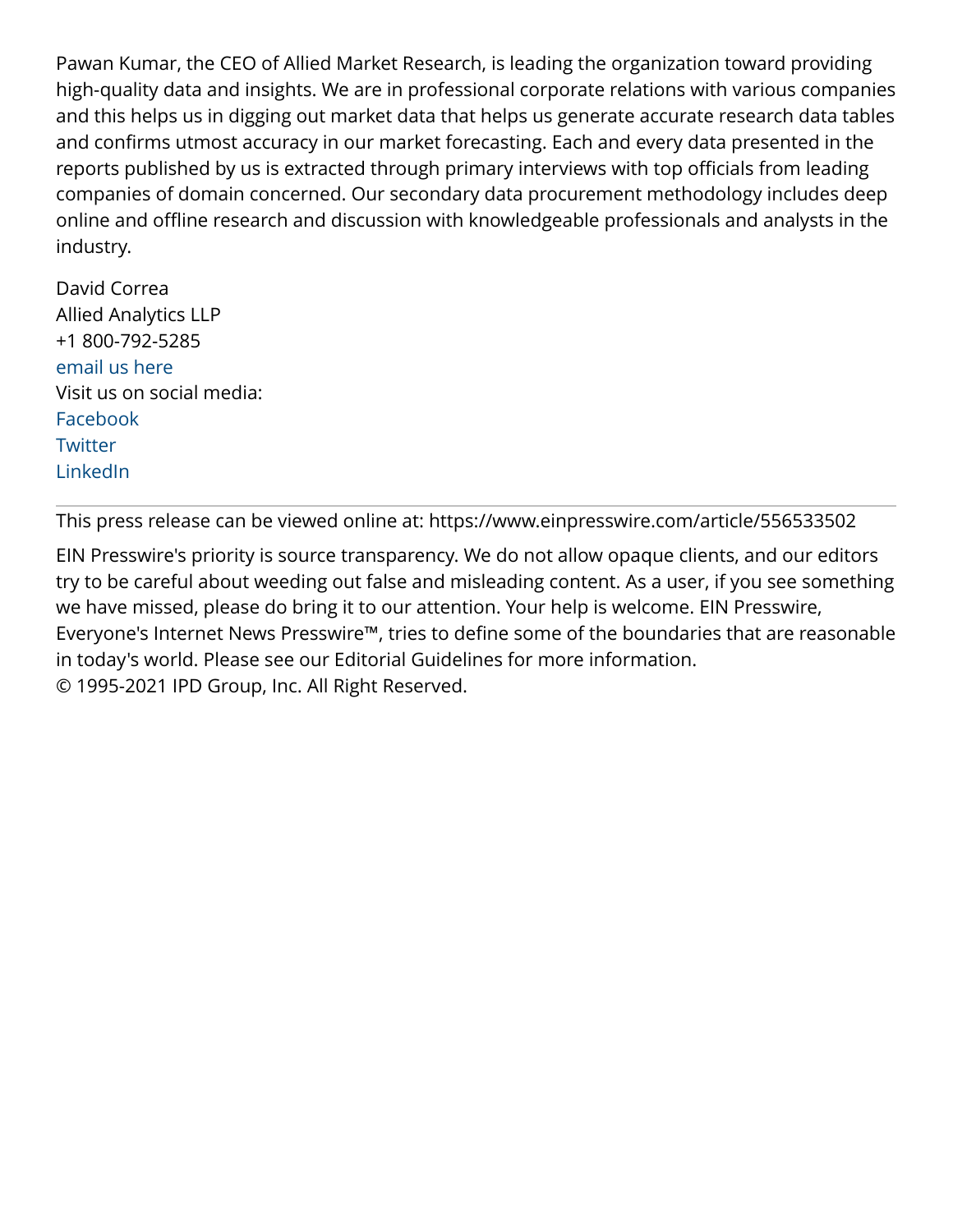Pawan Kumar, the CEO of Allied Market Research, is leading the organization toward providing high-quality data and insights. We are in professional corporate relations with various companies and this helps us in digging out market data that helps us generate accurate research data tables and confirms utmost accuracy in our market forecasting. Each and every data presented in the reports published by us is extracted through primary interviews with top officials from leading companies of domain concerned. Our secondary data procurement methodology includes deep online and offline research and discussion with knowledgeable professionals and analysts in the industry.

David Correa
Allied Analytics LLP
+1 800-792-5285
email us here
Visit us on social media:
Facebook
Twitter
LinkedIn

---

This press release can be viewed online at: https://www.einpresswire.com/article/556533502

EIN Presswire's priority is source transparency. We do not allow opaque clients, and our editors try to be careful about weeding out false and misleading content. As a user, if you see something we have missed, please do bring it to our attention. Your help is welcome. EIN Presswire, Everyone's Internet News Presswire™, tries to define some of the boundaries that are reasonable in today's world. Please see our Editorial Guidelines for more information.
© 1995-2021 IPD Group, Inc. All Right Reserved.